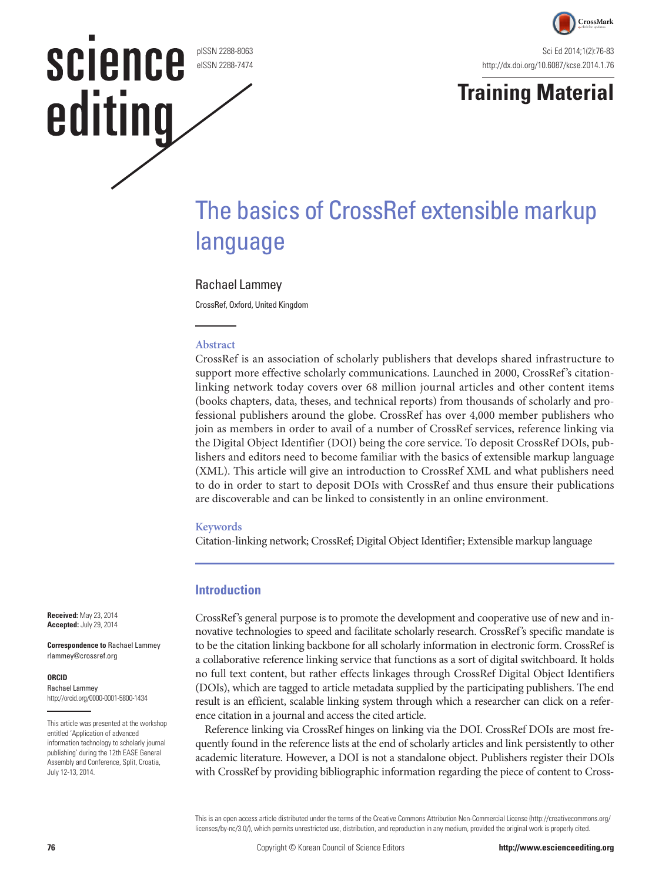# The basics of CrossRef extensible markup language

Rachael Lammey

CrossRef, Oxford, United Kingdom

**Received:** May 23, 2014
**Accepted:** July 29, 2014

**Correspondence to** Rachael Lammey
rlammey@crossref.org

**ORCID**
Rachael Lammey
http://orcid.org/0000-0001-5800-1434

This article was presented at the workshop entitled 'Application of advanced information technology to scholarly journal publishing' during the 12th EASE General Assembly and Conference, Split, Croatia, July 12-13, 2014.

### Abstract

CrossRef is an association of scholarly publishers that develops shared infrastructure to support more effective scholarly communications. Launched in 2000, CrossRef's citation-linking network today covers over 68 million journal articles and other content items (books chapters, data, theses, and technical reports) from thousands of scholarly and professional publishers around the globe. CrossRef has over 4,000 member publishers who join as members in order to avail of a number of CrossRef services, reference linking via the Digital Object Identifier (DOI) being the core service. To deposit CrossRef DOIs, publishers and editors need to become familiar with the basics of extensible markup language (XML). This article will give an introduction to CrossRef XML and what publishers need to do in order to start to deposit DOIs with CrossRef and thus ensure their publications are discoverable and can be linked to consistently in an online environment.

### Keywords

Citation-linking network; CrossRef; Digital Object Identifier; Extensible markup language

## Introduction

CrossRef's general purpose is to promote the development and cooperative use of new and innovative technologies to speed and facilitate scholarly research. CrossRef's specific mandate is to be the citation linking backbone for all scholarly information in electronic form. CrossRef is a collaborative reference linking service that functions as a sort of digital switchboard. It holds no full text content, but rather effects linkages through CrossRef Digital Object Identifiers (DOIs), which are tagged to article metadata supplied by the participating publishers. The end result is an efficient, scalable linking system through which a researcher can click on a reference citation in a journal and access the cited article.

Reference linking via CrossRef hinges on linking via the DOI. CrossRef DOIs are most frequently found in the reference lists at the end of scholarly articles and link persistently to other academic literature. However, a DOI is not a standalone object. Publishers register their DOIs with CrossRef by providing bibliographic information regarding the piece of content to Cross-

This is an open access article distributed under the terms of the Creative Commons Attribution Non-Commercial License (http://creativecommons.org/licenses/by-nc/3.0/), which permits unrestricted use, distribution, and reproduction in any medium, provided the original work is properly cited.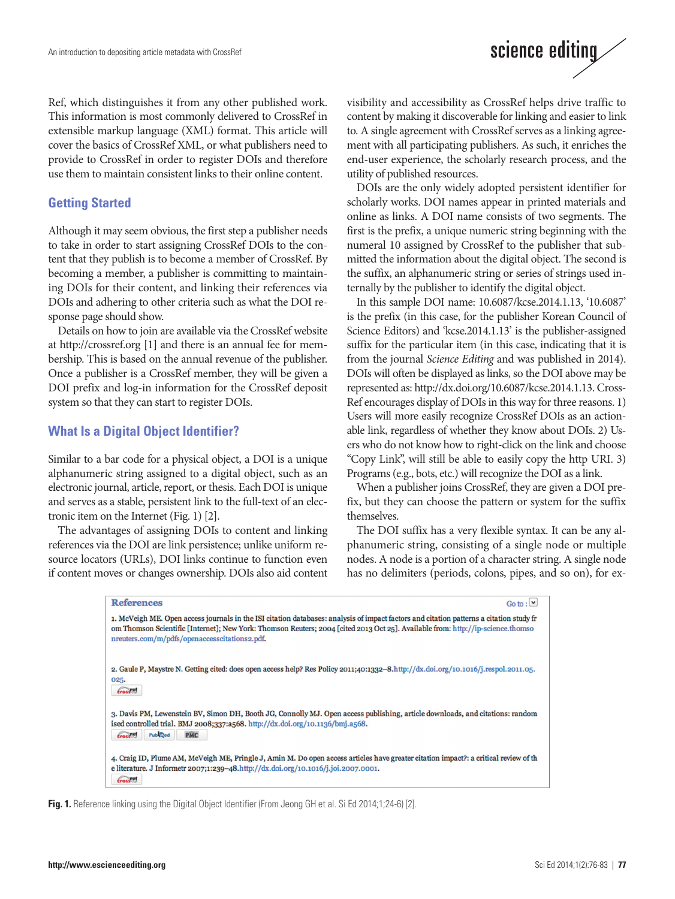Ref, which distinguishes it from any other published work. This information is most commonly delivered to CrossRef in extensible markup language (XML) format. This article will cover the basics of CrossRef XML, or what publishers need to provide to CrossRef in order to register DOIs and therefore use them to maintain consistent links to their online content.

## Getting Started

Although it may seem obvious, the first step a publisher needs to take in order to start assigning CrossRef DOIs to the content that they publish is to become a member of CrossRef. By becoming a member, a publisher is committing to maintaining DOIs for their content, and linking their references via DOIs and adhering to other criteria such as what the DOI response page should show.

Details on how to join are available via the CrossRef website at http://crossref.org [1] and there is an annual fee for membership. This is based on the annual revenue of the publisher. Once a publisher is a CrossRef member, they will be given a DOI prefix and log-in information for the CrossRef deposit system so that they can start to register DOIs.

## What Is a Digital Object Identifier?

Similar to a bar code for a physical object, a DOI is a unique alphanumeric string assigned to a digital object, such as an electronic journal, article, report, or thesis. Each DOI is unique and serves as a stable, persistent link to the full-text of an electronic item on the Internet (Fig. 1) [2].

The advantages of assigning DOIs to content and linking references via the DOI are link persistence; unlike uniform resource locators (URLs), DOI links continue to function even if content moves or changes ownership. DOIs also aid content visibility and accessibility as CrossRef helps drive traffic to content by making it discoverable for linking and easier to link to. A single agreement with CrossRef serves as a linking agreement with all participating publishers. As such, it enriches the end-user experience, the scholarly research process, and the utility of published resources.

DOIs are the only widely adopted persistent identifier for scholarly works. DOI names appear in printed materials and online as links. A DOI name consists of two segments. The first is the prefix, a unique numeric string beginning with the numeral 10 assigned by CrossRef to the publisher that submitted the information about the digital object. The second is the suffix, an alphanumeric string or series of strings used internally by the publisher to identify the digital object.

In this sample DOI name: 10.6087/kcse.2014.1.13, '10.6087' is the prefix (in this case, for the publisher Korean Council of Science Editors) and 'kcse.2014.1.13' is the publisher-assigned suffix for the particular item (in this case, indicating that it is from the journal *Science Editing* and was published in 2014). DOIs will often be displayed as links, so the DOI above may be represented as: http://dx.doi.org/10.6087/kcse.2014.1.13. CrossRef encourages display of DOIs in this way for three reasons. 1) Users will more easily recognize CrossRef DOIs as an actionable link, regardless of whether they know about DOIs. 2) Users who do not know how to right-click on the link and choose "Copy Link", will still be able to easily copy the http URI. 3) Programs (e.g., bots, etc.) will recognize the DOI as a link.

When a publisher joins CrossRef, they are given a DOI prefix, but they can choose the pattern or system for the suffix themselves.

The DOI suffix has a very flexible syntax. It can be any alphanumeric string, consisting of a single node or multiple nodes. A node is a portion of a character string. A single node has no delimiters (periods, colons, pipes, and so on), for ex-

**References**

1. McVeigh ME. Open access journals in the ISI citation databases: analysis of impact factors and citation patterns a citation study from Thomson Scientific [Internet]; New York: Thomson Reuters; 2004 [cited 2013 Oct 25]. Available from: http://ip-science.thomsonreuters.com/m/pdfs/openaccesscitations2.pdf.

2. Gaule P, Maystre N. Getting cited: does open access help? Res Policy 2011;40:1332–8.http://dx.doi.org/10.1016/j.respol.2011.05.025.

3. Davis PM, Lewenstein BV, Simon DH, Booth JG, Connolly MJ. Open access publishing, article downloads, and citations: randomised controlled trial. BMJ 2008;337:a568. http://dx.doi.org/10.1136/bmj.a568.

4. Craig ID, Plume AM, McVeigh ME, Pringle J, Amin M. Do open access articles have greater citation impact?: a critical review of the literature. J Informetr 2007;1:239–48.http://dx.doi.org/10.1016/j.joi.2007.0001.

**Fig. 1.** Reference linking using the Digital Object Identifier (From Jeong GH et al. Si Ed 2014;1;24-6) [2].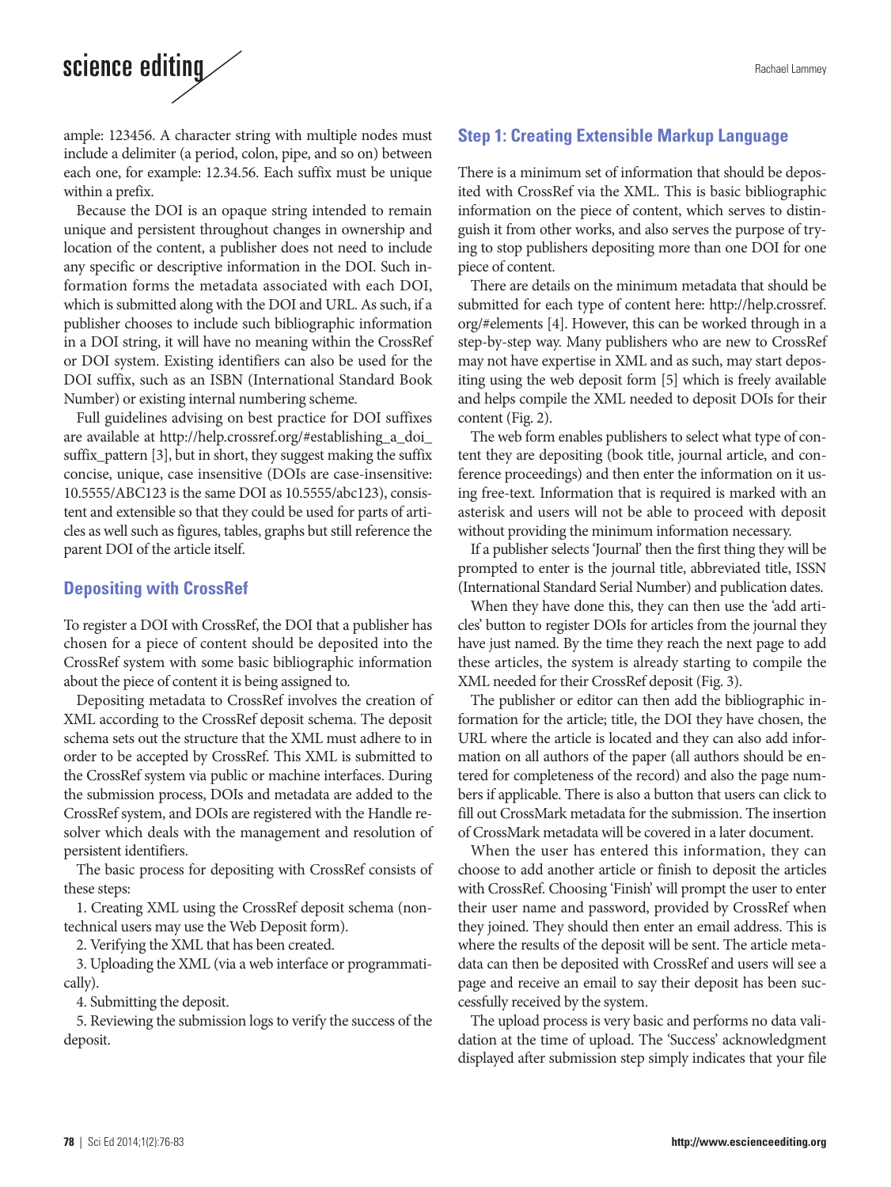ample: 123456. A character string with multiple nodes must include a delimiter (a period, colon, pipe, and so on) between each one, for example: 12.34.56. Each suffix must be unique within a prefix.

Because the DOI is an opaque string intended to remain unique and persistent throughout changes in ownership and location of the content, a publisher does not need to include any specific or descriptive information in the DOI. Such information forms the metadata associated with each DOI, which is submitted along with the DOI and URL. As such, if a publisher chooses to include such bibliographic information in a DOI string, it will have no meaning within the CrossRef or DOI system. Existing identifiers can also be used for the DOI suffix, such as an ISBN (International Standard Book Number) or existing internal numbering scheme.

Full guidelines advising on best practice for DOI suffixes are available at http://help.crossref.org/#establishing_a_doi_suffix_pattern [3], but in short, they suggest making the suffix concise, unique, case insensitive (DOIs are case-insensitive: 10.5555/ABC123 is the same DOI as 10.5555/abc123), consistent and extensible so that they could be used for parts of articles as well such as figures, tables, graphs but still reference the parent DOI of the article itself.

## Depositing with CrossRef

To register a DOI with CrossRef, the DOI that a publisher has chosen for a piece of content should be deposited into the CrossRef system with some basic bibliographic information about the piece of content it is being assigned to.

Depositing metadata to CrossRef involves the creation of XML according to the CrossRef deposit schema. The deposit schema sets out the structure that the XML must adhere to in order to be accepted by CrossRef. This XML is submitted to the CrossRef system via public or machine interfaces. During the submission process, DOIs and metadata are added to the CrossRef system, and DOIs are registered with the Handle resolver which deals with the management and resolution of persistent identifiers.

The basic process for depositing with CrossRef consists of these steps:

1. Creating XML using the CrossRef deposit schema (non-technical users may use the Web Deposit form).
2. Verifying the XML that has been created.
3. Uploading the XML (via a web interface or programmatically).
4. Submitting the deposit.
5. Reviewing the submission logs to verify the success of the deposit.

## Step 1: Creating Extensible Markup Language

There is a minimum set of information that should be deposited with CrossRef via the XML. This is basic bibliographic information on the piece of content, which serves to distinguish it from other works, and also serves the purpose of trying to stop publishers depositing more than one DOI for one piece of content.

There are details on the minimum metadata that should be submitted for each type of content here: http://help.crossref.org/#elements [4]. However, this can be worked through in a step-by-step way. Many publishers who are new to CrossRef may not have expertise in XML and as such, may start depositing using the web deposit form [5] which is freely available and helps compile the XML needed to deposit DOIs for their content (Fig. 2).

The web form enables publishers to select what type of content they are depositing (book title, journal article, and conference proceedings) and then enter the information on it using free-text. Information that is required is marked with an asterisk and users will not be able to proceed with deposit without providing the minimum information necessary.

If a publisher selects 'Journal' then the first thing they will be prompted to enter is the journal title, abbreviated title, ISSN (International Standard Serial Number) and publication dates.

When they have done this, they can then use the 'add articles' button to register DOIs for articles from the journal they have just named. By the time they reach the next page to add these articles, the system is already starting to compile the XML needed for their CrossRef deposit (Fig. 3).

The publisher or editor can then add the bibliographic information for the article; title, the DOI they have chosen, the URL where the article is located and they can also add information on all authors of the paper (all authors should be entered for completeness of the record) and also the page numbers if applicable. There is also a button that users can click to fill out CrossMark metadata for the submission. The insertion of CrossMark metadata will be covered in a later document.

When the user has entered this information, they can choose to add another article or finish to deposit the articles with CrossRef. Choosing 'Finish' will prompt the user to enter their user name and password, provided by CrossRef when they joined. They should then enter an email address. This is where the results of the deposit will be sent. The article metadata can then be deposited with CrossRef and users will see a page and receive an email to say their deposit has been successfully received by the system.

The upload process is very basic and performs no data validation at the time of upload. The 'Success' acknowledgment displayed after submission step simply indicates that your file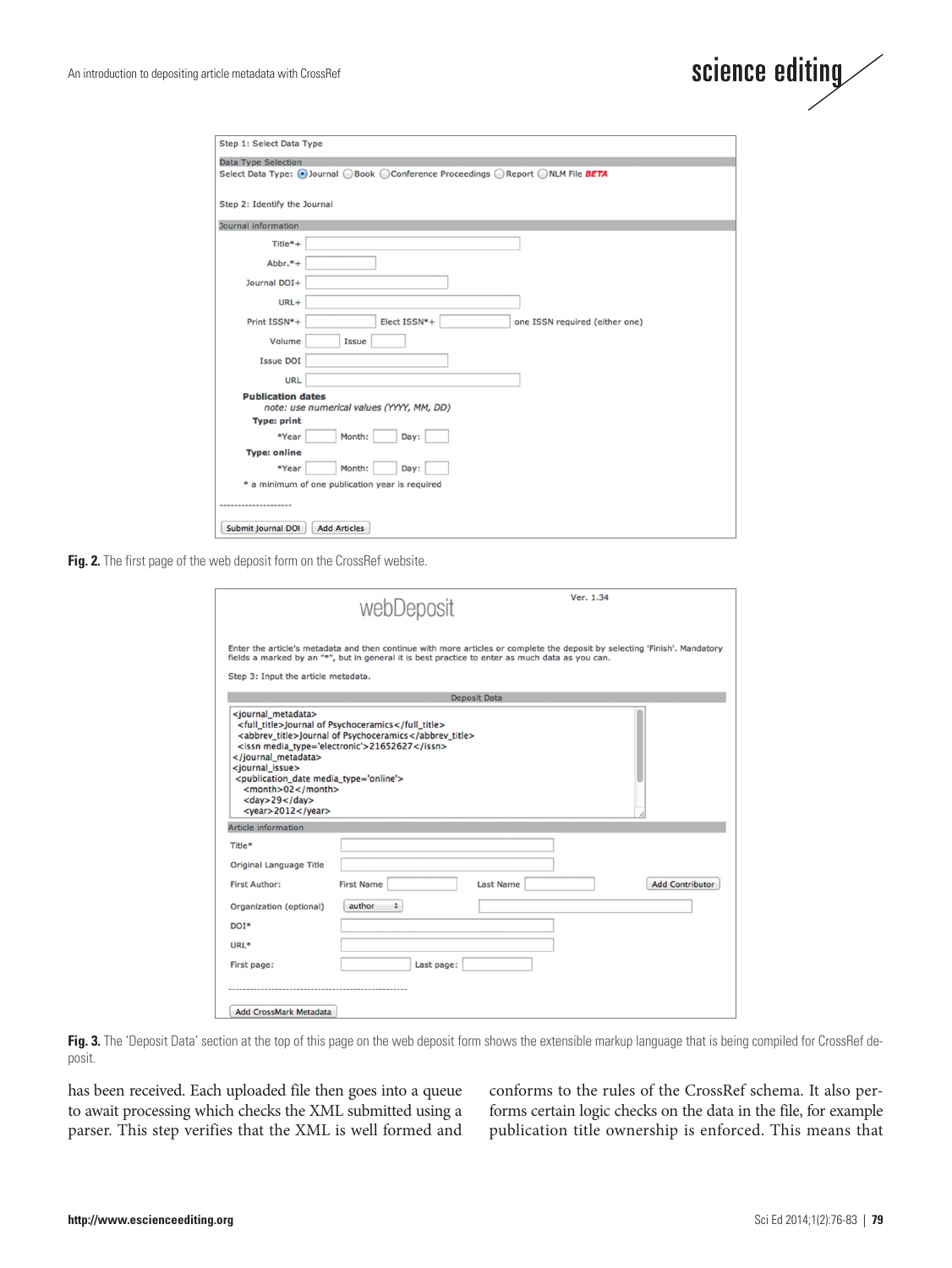Fig. 2. The first page of the web deposit form on the CrossRef website.

Fig. 3. The 'Deposit Data' section at the top of this page on the web deposit form shows the extensible markup language that is being compiled for CrossRef deposit.

has been received. Each uploaded file then goes into a queue to await processing which checks the XML submitted using a parser. This step verifies that the XML is well formed and conforms to the rules of the CrossRef schema. It also performs certain logic checks on the data in the file, for example publication title ownership is enforced. This means that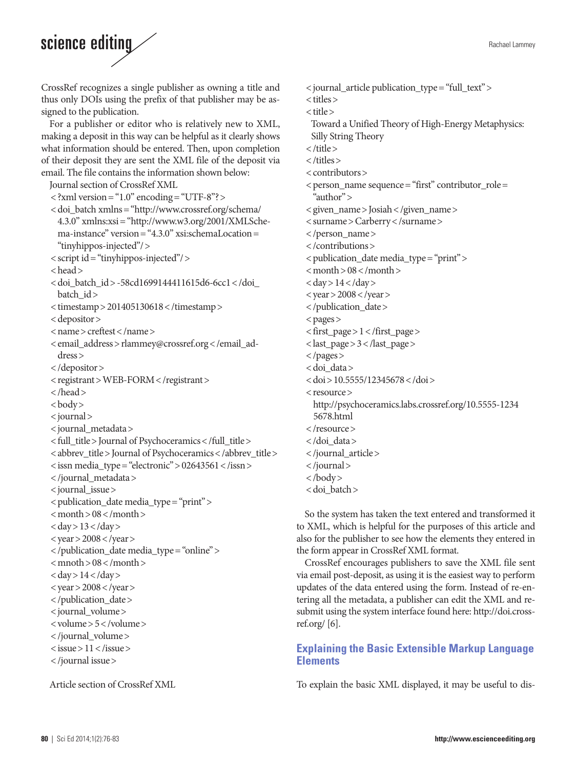CrossRef recognizes a single publisher as owning a title and thus only DOIs using the prefix of that publisher may be assigned to the publication.

For a publisher or editor who is relatively new to XML, making a deposit in this way can be helpful as it clearly shows what information should be entered. Then, upon completion of their deposit they are sent the XML file of the deposit via email. The file contains the information shown below:

Journal section of CrossRef XML

```
<?xml version="1.0" encoding="UTF-8"?>
<doi_batch xmlns="http://www.crossref.org/schema/4.3.0" xmlns:xsi="http://www.w3.org/2001/XMLSchema-instance" version="4.3.0" xsi:schemaLocation="tinyhippos-injected"/>
<script id="tinyhippos-injected"/>
<head>
<doi_batch_id>-58cd1699144411615d6-6cc1</doi_batch_id>
<timestamp>201405130618</timestamp>
<depositor>
<name>creftest</name>
<email_address>rlammey@crossref.org</email_address>
</depositor>
<registrant>WEB-FORM</registrant>
</head>
<body>
<journal>
<journal_metadata>
<full_title>Journal of Psychoceramics</full_title>
<abbrev_title>Journal of Psychoceramics</abbrev_title>
<issn media_type="electronic">02643561</issn>
</journal_metadata>
<journal_issue>
<publication_date media_type="print">
<month>08</month>
<day>13</day>
<year>2008</year>
</publication_date media_type="online">
<mnoth>08</month>
<day>14</day>
<year>2008</year>
</publication_date>
<journal_volume>
<volume>5</volume>
</journal_volume>
<issue>11</issue>
</journal issue>
```

Article section of CrossRef XML

```
<journal_article publication_type="full_text">
<titles>
<title>
Toward a Unified Theory of High-Energy Metaphysics: Silly String Theory
</title>
</titles>
<contributors>
<person_name sequence="first" contributor_role="author">
<given_name>Josiah</given_name>
<surname>Carberry</surname>
</person_name>
</contributions>
<publication_date media_type="print">
<month>08</month>
<day>14</day>
<year>2008</year>
</publication_date>
<pages>
<first_page>1</first_page>
<last_page>3</last_page>
</pages>
<doi_data>
<doi>10.5555/12345678</doi>
<resource>
http://psychoceramics.labs.crossref.org/10.5555-12345678.html
</resource>
</doi_data>
</journal_article>
</journal>
</body>
<doi_batch>
```

So the system has taken the text entered and transformed it to XML, which is helpful for the purposes of this article and also for the publisher to see how the elements they entered in the form appear in CrossRef XML format.

CrossRef encourages publishers to save the XML file sent via email post-deposit, as using it is the easiest way to perform updates of the data entered using the form. Instead of re-entering all the metadata, a publisher can edit the XML and resubmit using the system interface found here: http://doi.crossref.org/ [6].

## Explaining the Basic Extensible Markup Language Elements

To explain the basic XML displayed, it may be useful to dis-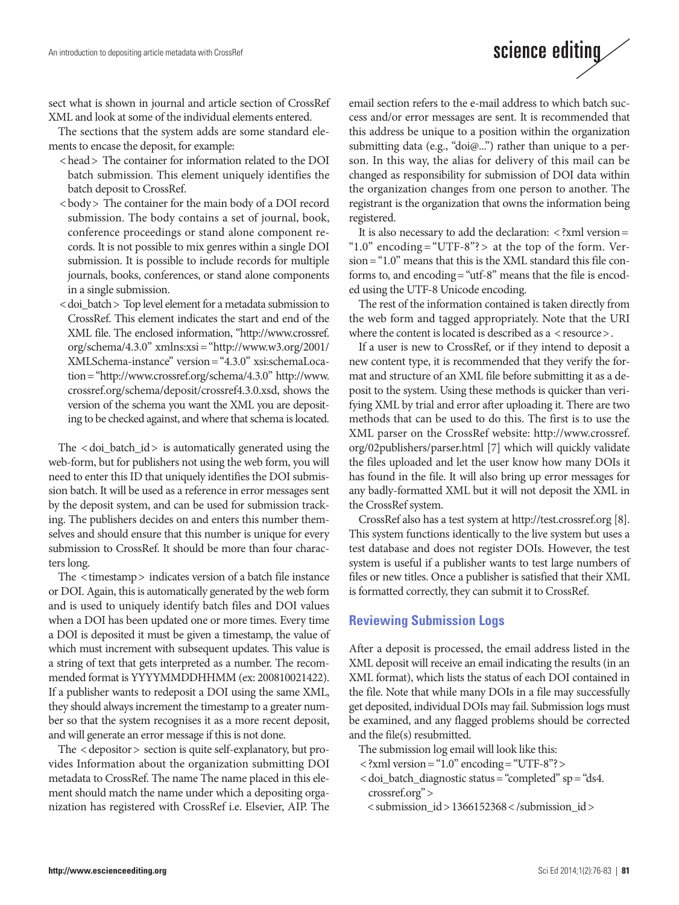sect what is shown in journal and article section of CrossRef XML and look at some of the individual elements entered.

The sections that the system adds are some standard elements to encase the deposit, for example:

- <head> The container for information related to the DOI batch submission. This element uniquely identifies the batch deposit to CrossRef.
- <body> The container for the main body of a DOI record submission. The body contains a set of journal, book, conference proceedings or stand alone component records. It is not possible to mix genres within a single DOI submission. It is possible to include records for multiple journals, books, conferences, or stand alone components in a single submission.
- <doi_batch> Top level element for a metadata submission to CrossRef. This element indicates the start and end of the XML file. The enclosed information, "http://www.crossref.org/schema/4.3.0" xmlns:xsi="http://www.w3.org/2001/XMLSchema-instance" version="4.3.0" xsi:schemaLocation="http://www.crossref.org/schema/4.3.0" http://www.crossref.org/schema/deposit/crossref4.3.0.xsd, shows the version of the schema you want the XML you are depositing to be checked against, and where that schema is located.

The <doi_batch_id> is automatically generated using the web-form, but for publishers not using the web form, you will need to enter this ID that uniquely identifies the DOI submission batch. It will be used as a reference in error messages sent by the deposit system, and can be used for submission tracking. The publishers decides on and enters this number themselves and should ensure that this number is unique for every submission to CrossRef. It should be more than four characters long.

The <timestamp> indicates version of a batch file instance or DOI. Again, this is automatically generated by the web form and is used to uniquely identify batch files and DOI values when a DOI has been updated one or more times. Every time a DOI is deposited it must be given a timestamp, the value of which must increment with subsequent updates. This value is a string of text that gets interpreted as a number. The recommended format is YYYYMMDDHHMM (ex: 200810021422). If a publisher wants to redeposit a DOI using the same XML, they should always increment the timestamp to a greater number so that the system recognises it as a more recent deposit, and will generate an error message if this is not done.

The <depositor> section is quite self-explanatory, but provides Information about the organization submitting DOI metadata to CrossRef. The name The name placed in this element should match the name under which a depositing organization has registered with CrossRef i.e. Elsevier, AIP. The email section refers to the e-mail address to which batch success and/or error messages are sent. It is recommended that this address be unique to a position within the organization submitting data (e.g., "doi@...") rather than unique to a person. In this way, the alias for delivery of this mail can be changed as responsibility for submission of DOI data within the organization changes from one person to another. The registrant is the organization that owns the information being registered.

It is also necessary to add the declaration: <?xml version="1.0" encoding="UTF-8"?> at the top of the form. Version="1.0" means that this is the XML standard this file conforms to, and encoding="utf-8" means that the file is encoded using the UTF-8 Unicode encoding.

The rest of the information contained is taken directly from the web form and tagged appropriately. Note that the URI where the content is located is described as a <resource>.

If a user is new to CrossRef, or if they intend to deposit a new content type, it is recommended that they verify the format and structure of an XML file before submitting it as a deposit to the system. Using these methods is quicker than verifying XML by trial and error after uploading it. There are two methods that can be used to do this. The first is to use the XML parser on the CrossRef website: http://www.crossref.org/02publishers/parser.html [7] which will quickly validate the files uploaded and let the user know how many DOIs it has found in the file. It will also bring up error messages for any badly-formatted XML but it will not deposit the XML in the CrossRef system.

CrossRef also has a test system at http://test.crossref.org [8]. This system functions identically to the live system but uses a test database and does not register DOIs. However, the test system is useful if a publisher wants to test large numbers of files or new titles. Once a publisher is satisfied that their XML is formatted correctly, they can submit it to CrossRef.

## Reviewing Submission Logs

After a deposit is processed, the email address listed in the XML deposit will receive an email indicating the results (in an XML format), which lists the status of each DOI contained in the file. Note that while many DOIs in a file may successfully get deposited, individual DOIs may fail. Submission logs must be examined, and any flagged problems should be corrected and the file(s) resubmitted.

The submission log email will look like this:

```
<?xml version="1.0" encoding="UTF-8"?>
<doi_batch_diagnostic status="completed" sp="ds4.crossref.org">
<submission_id>1366152368</submission_id>
```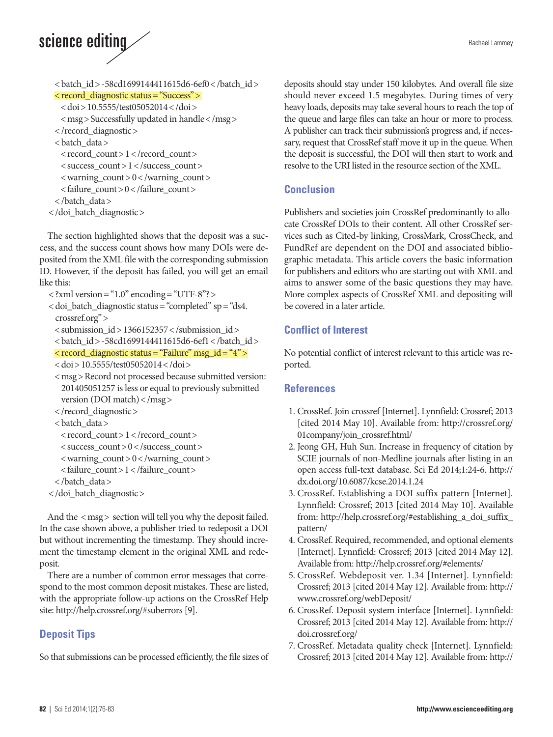```
    <batch_id>-58cd1699144411615d6-6ef0</batch_id>
    <record_diagnostic status="Success">
      <doi>10.5555/test05052014</doi>
      <msg>Successfully updated in handle</msg>
    </record_diagnostic>
    <batch_data>
      <record_count>1</record_count>
      <success_count>1</success_count>
      <warning_count>0</warning_count>
      <failure_count>0</failure_count>
    </batch_data>
</doi_batch_diagnostic>
```

The section highlighted shows that the deposit was a success, and the success count shows how many DOIs were deposited from the XML file with the corresponding submission ID. However, if the deposit has failed, you will get an email like this:

```
<?xml version="1.0" encoding="UTF-8"?>
<doi_batch_diagnostic status="completed" sp="ds4.
    crossref.org">
    <submission_id>1366152357</submission_id>
    <batch_id>-58cd1699144411615d6-6ef1</batch_id>
    <record_diagnostic status="Failure" msg_id="4">
    <doi>10.5555/test05052014</doi>
    <msg>Record not processed because submitted version:
      201405051257 is less or equal to previously submitted
      version (DOI match)</msg>
    </record_diagnostic>
    <batch_data>
      <record_count>1</record_count>
      <success_count>0</success_count>
      <warning_count>0</warning_count>
      <failure_count>1</failure_count>
    </batch_data>
</doi_batch_diagnostic>
```

And the <msg> section will tell you why the deposit failed. In the case shown above, a publisher tried to redeposit a DOI but without incrementing the timestamp. They should increment the timestamp element in the original XML and redeposit.

There are a number of common error messages that correspond to the most common deposit mistakes. These are listed, with the appropriate follow-up actions on the CrossRef Help site: http://help.crossref.org/#suberrors [9].

## Deposit Tips

So that submissions can be processed efficiently, the file sizes of deposits should stay under 150 kilobytes. And overall file size should never exceed 1.5 megabytes. During times of very heavy loads, deposits may take several hours to reach the top of the queue and large files can take an hour or more to process. A publisher can track their submission's progress and, if necessary, request that CrossRef staff move it up in the queue. When the deposit is successful, the DOI will then start to work and resolve to the URI listed in the resource section of the XML.

## Conclusion

Publishers and societies join CrossRef predominantly to allocate CrossRef DOIs to their content. All other CrossRef services such as Cited-by linking, CrossMark, CrossCheck, and FundRef are dependent on the DOI and associated bibliographic metadata. This article covers the basic information for publishers and editors who are starting out with XML and aims to answer some of the basic questions they may have. More complex aspects of CrossRef XML and depositing will be covered in a later article.

## Conflict of Interest

No potential conflict of interest relevant to this article was reported.

## References

1. CrossRef. Join crossref [Internet]. Lynnfield: Crossref; 2013 [cited 2014 May 10]. Available from: http://crossref.org/01company/join_crossref.html/
2. Jeong GH, Huh Sun. Increase in frequency of citation by SCIE journals of non-Medline journals after listing in an open access full-text database. Sci Ed 2014;1:24-6. http://dx.doi.org/10.6087/kcse.2014.1.24
3. CrossRef. Establishing a DOI suffix pattern [Internet]. Lynnfield: Crossref; 2013 [cited 2014 May 10]. Available from: http://help.crossref.org/#establishing_a_doi_suffix_pattern/
4. CrossRef. Required, recommended, and optional elements [Internet]. Lynnfield: Crossref; 2013 [cited 2014 May 12]. Available from: http://help.crossref.org/#elements/
5. CrossRef. Webdeposit ver. 1.34 [Internet]. Lynnfield: Crossref; 2013 [cited 2014 May 12]. Available from: http://www.crossref.org/webDeposit/
6. CrossRef. Deposit system interface [Internet]. Lynnfield: Crossref; 2013 [cited 2014 May 12]. Available from: http://doi.crossref.org/
7. CrossRef. Metadata quality check [Internet]. Lynnfield: Crossref; 2013 [cited 2014 May 12]. Available from: http://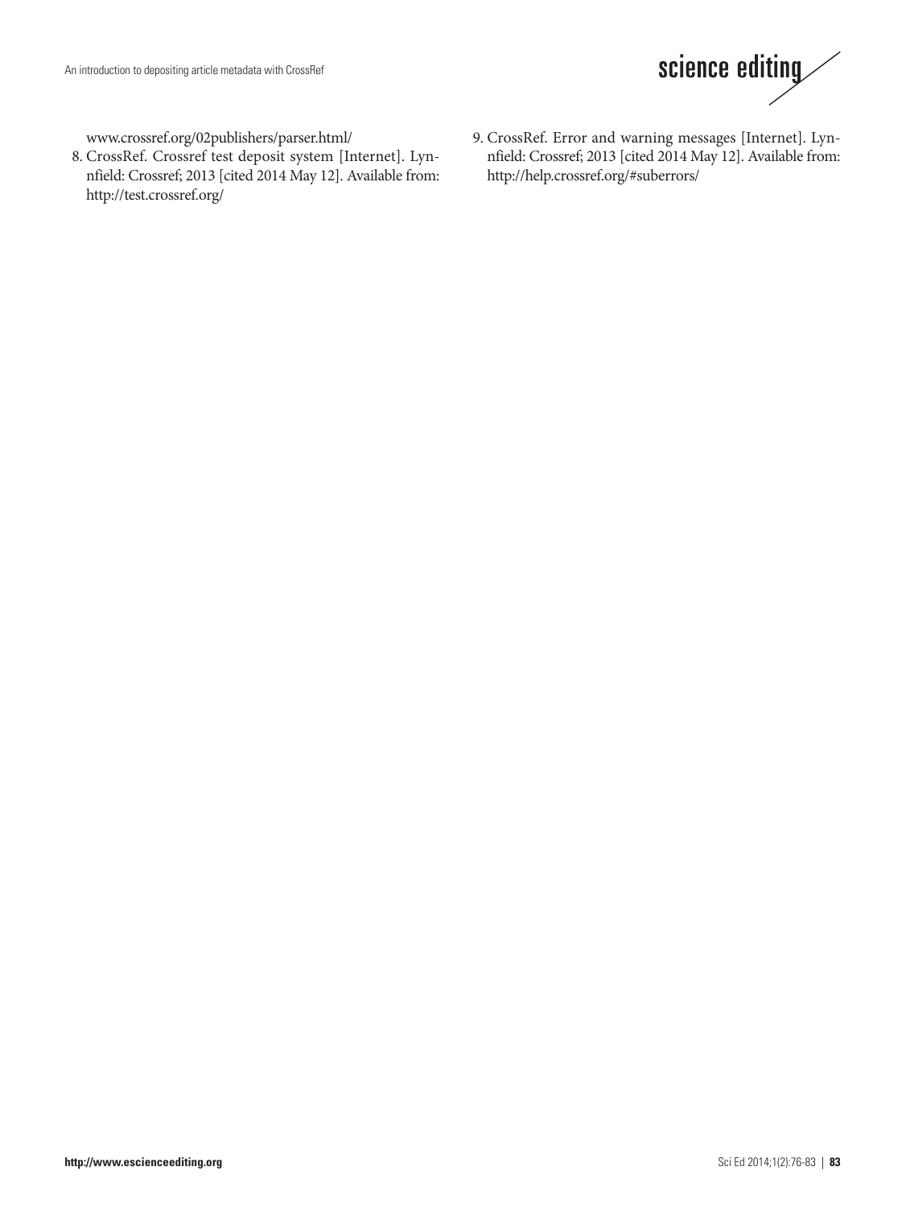www.crossref.org/02publishers/parser.html/

8. CrossRef. Crossref test deposit system [Internet]. Lynnfield: Crossref; 2013 [cited 2014 May 12]. Available from: http://test.crossref.org/
9. CrossRef. Error and warning messages [Internet]. Lynnfield: Crossref; 2013 [cited 2014 May 12]. Available from: http://help.crossref.org/#suberrors/